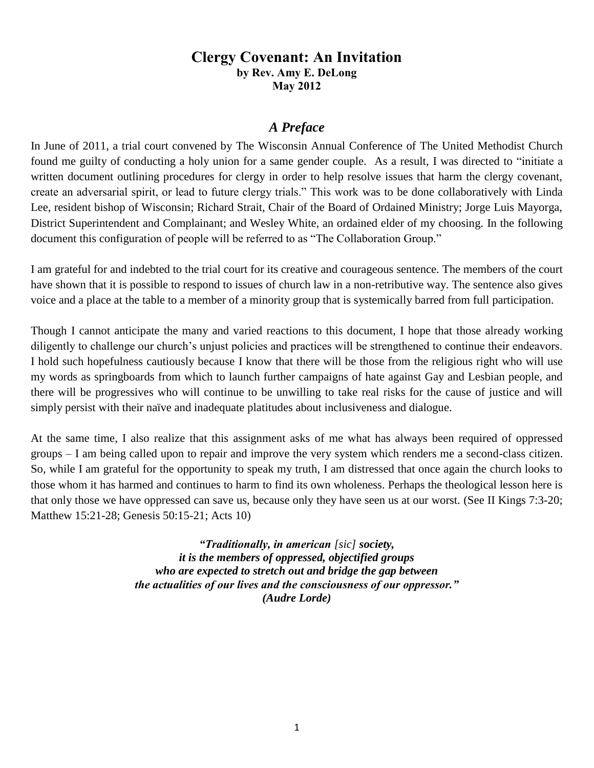# Clergy Covenant: An Invitation

**by Rev. Amy E. DeLong**
**May 2012**

## *A Preface*

In June of 2011, a trial court convened by The Wisconsin Annual Conference of The United Methodist Church found me guilty of conducting a holy union for a same gender couple. As a result, I was directed to "initiate a written document outlining procedures for clergy in order to help resolve issues that harm the clergy covenant, create an adversarial spirit, or lead to future clergy trials." This work was to be done collaboratively with Linda Lee, resident bishop of Wisconsin; Richard Strait, Chair of the Board of Ordained Ministry; Jorge Luis Mayorga, District Superintendent and Complainant; and Wesley White, an ordained elder of my choosing. In the following document this configuration of people will be referred to as "The Collaboration Group."

I am grateful for and indebted to the trial court for its creative and courageous sentence. The members of the court have shown that it is possible to respond to issues of church law in a non-retributive way. The sentence also gives voice and a place at the table to a member of a minority group that is systemically barred from full participation.

Though I cannot anticipate the many and varied reactions to this document, I hope that those already working diligently to challenge our church's unjust policies and practices will be strengthened to continue their endeavors. I hold such hopefulness cautiously because I know that there will be those from the religious right who will use my words as springboards from which to launch further campaigns of hate against Gay and Lesbian people, and there will be progressives who will continue to be unwilling to take real risks for the cause of justice and will simply persist with their naïve and inadequate platitudes about inclusiveness and dialogue.

At the same time, I also realize that this assignment asks of me what has always been required of oppressed groups – I am being called upon to repair and improve the very system which renders me a second-class citizen. So, while I am grateful for the opportunity to speak my truth, I am distressed that once again the church looks to those whom it has harmed and continues to harm to find its own wholeness. Perhaps the theological lesson here is that only those we have oppressed can save us, because only they have seen us at our worst. (See II Kings 7:3-20; Matthew 15:21-28; Genesis 50:15-21; Acts 10)

> ***"Traditionally, in american*** *[sic]* ***society,***
> ***it is the members of oppressed, objectified groups***
> ***who are expected to stretch out and bridge the gap between***
> ***the actualities of our lives and the consciousness of our oppressor."***
> ***(Audre Lorde)***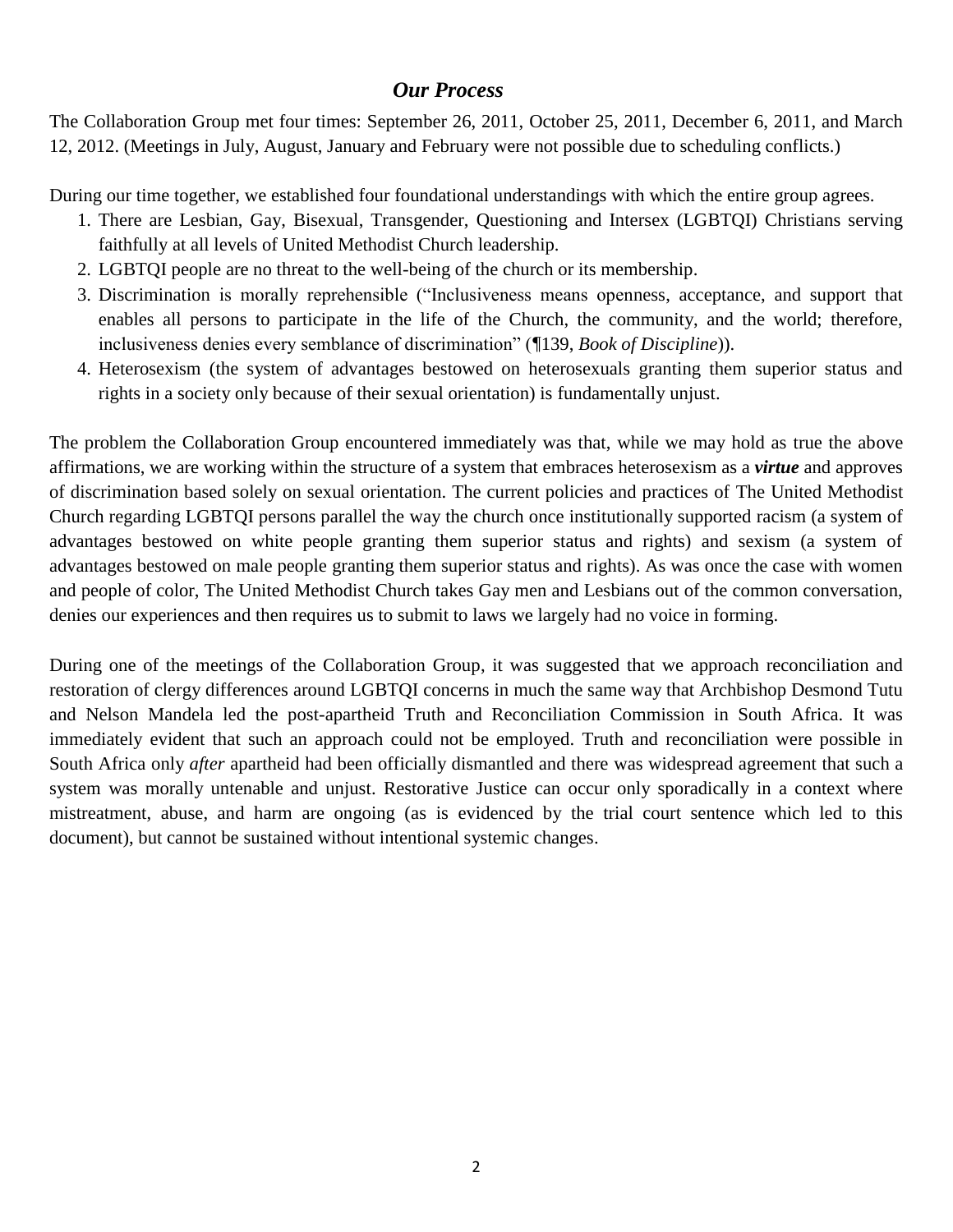## *Our Process*

The Collaboration Group met four times: September 26, 2011, October 25, 2011, December 6, 2011, and March 12, 2012. (Meetings in July, August, January and February were not possible due to scheduling conflicts.)

During our time together, we established four foundational understandings with which the entire group agrees.

1. There are Lesbian, Gay, Bisexual, Transgender, Questioning and Intersex (LGBTQI) Christians serving faithfully at all levels of United Methodist Church leadership.
2. LGBTQI people are no threat to the well-being of the church or its membership.
3. Discrimination is morally reprehensible ("Inclusiveness means openness, acceptance, and support that enables all persons to participate in the life of the Church, the community, and the world; therefore, inclusiveness denies every semblance of discrimination" (¶139, *Book of Discipline*)).
4. Heterosexism (the system of advantages bestowed on heterosexuals granting them superior status and rights in a society only because of their sexual orientation) is fundamentally unjust.

The problem the Collaboration Group encountered immediately was that, while we may hold as true the above affirmations, we are working within the structure of a system that embraces heterosexism as a ***virtue*** and approves of discrimination based solely on sexual orientation. The current policies and practices of The United Methodist Church regarding LGBTQI persons parallel the way the church once institutionally supported racism (a system of advantages bestowed on white people granting them superior status and rights) and sexism (a system of advantages bestowed on male people granting them superior status and rights). As was once the case with women and people of color, The United Methodist Church takes Gay men and Lesbians out of the common conversation, denies our experiences and then requires us to submit to laws we largely had no voice in forming.

During one of the meetings of the Collaboration Group, it was suggested that we approach reconciliation and restoration of clergy differences around LGBTQI concerns in much the same way that Archbishop Desmond Tutu and Nelson Mandela led the post-apartheid Truth and Reconciliation Commission in South Africa. It was immediately evident that such an approach could not be employed. Truth and reconciliation were possible in South Africa only *after* apartheid had been officially dismantled and there was widespread agreement that such a system was morally untenable and unjust. Restorative Justice can occur only sporadically in a context where mistreatment, abuse, and harm are ongoing (as is evidenced by the trial court sentence which led to this document), but cannot be sustained without intentional systemic changes.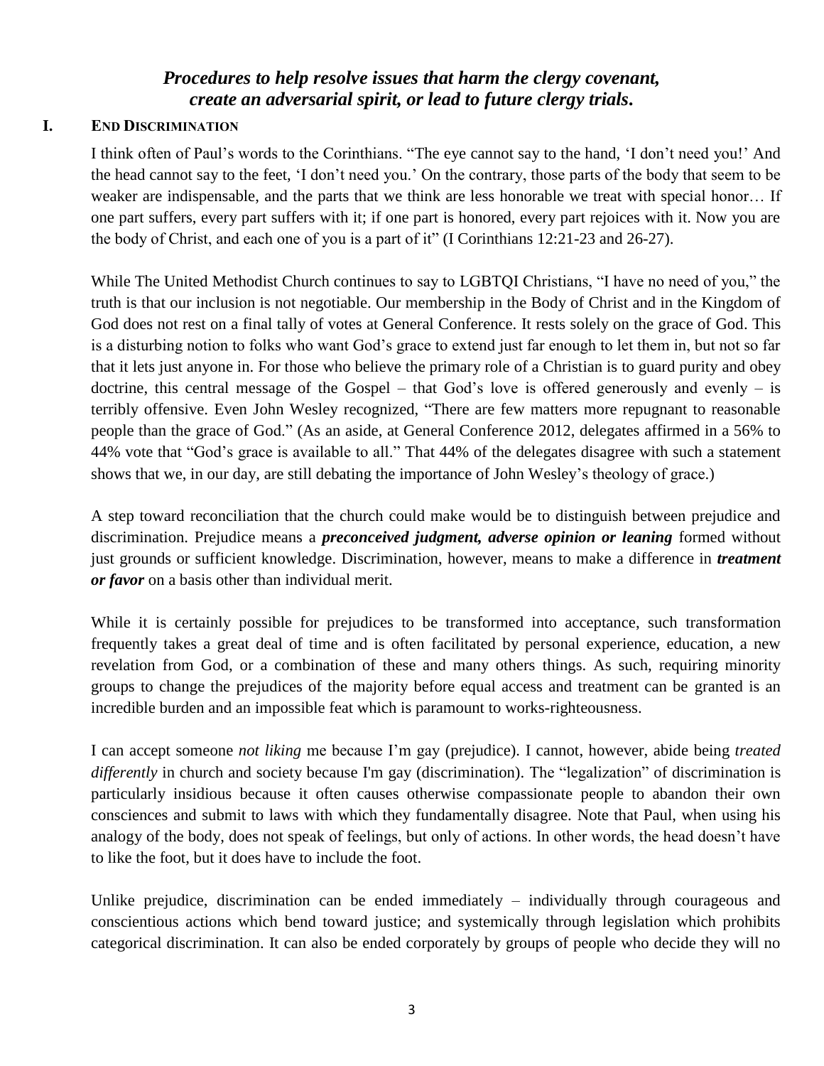## *Procedures to help resolve issues that harm the clergy covenant, create an adversarial spirit, or lead to future clergy trials.*

### I. END DISCRIMINATION

I think often of Paul's words to the Corinthians. "The eye cannot say to the hand, 'I don't need you!' And the head cannot say to the feet, 'I don't need you.' On the contrary, those parts of the body that seem to be weaker are indispensable, and the parts that we think are less honorable we treat with special honor… If one part suffers, every part suffers with it; if one part is honored, every part rejoices with it. Now you are the body of Christ, and each one of you is a part of it" (I Corinthians 12:21-23 and 26-27).

While The United Methodist Church continues to say to LGBTQI Christians, "I have no need of you," the truth is that our inclusion is not negotiable. Our membership in the Body of Christ and in the Kingdom of God does not rest on a final tally of votes at General Conference. It rests solely on the grace of God. This is a disturbing notion to folks who want God's grace to extend just far enough to let them in, but not so far that it lets just anyone in. For those who believe the primary role of a Christian is to guard purity and obey doctrine, this central message of the Gospel – that God's love is offered generously and evenly – is terribly offensive. Even John Wesley recognized, "There are few matters more repugnant to reasonable people than the grace of God." (As an aside, at General Conference 2012, delegates affirmed in a 56% to 44% vote that "God's grace is available to all." That 44% of the delegates disagree with such a statement shows that we, in our day, are still debating the importance of John Wesley's theology of grace.)

A step toward reconciliation that the church could make would be to distinguish between prejudice and discrimination. Prejudice means a ***preconceived judgment, adverse opinion or leaning*** formed without just grounds or sufficient knowledge. Discrimination, however, means to make a difference in ***treatment or favor*** on a basis other than individual merit.

While it is certainly possible for prejudices to be transformed into acceptance, such transformation frequently takes a great deal of time and is often facilitated by personal experience, education, a new revelation from God, or a combination of these and many others things. As such, requiring minority groups to change the prejudices of the majority before equal access and treatment can be granted is an incredible burden and an impossible feat which is paramount to works-righteousness.

I can accept someone *not liking* me because I'm gay (prejudice). I cannot, however, abide being *treated differently* in church and society because I'm gay (discrimination). The "legalization" of discrimination is particularly insidious because it often causes otherwise compassionate people to abandon their own consciences and submit to laws with which they fundamentally disagree. Note that Paul, when using his analogy of the body, does not speak of feelings, but only of actions. In other words, the head doesn't have to like the foot, but it does have to include the foot.

Unlike prejudice, discrimination can be ended immediately – individually through courageous and conscientious actions which bend toward justice; and systemically through legislation which prohibits categorical discrimination. It can also be ended corporately by groups of people who decide they will no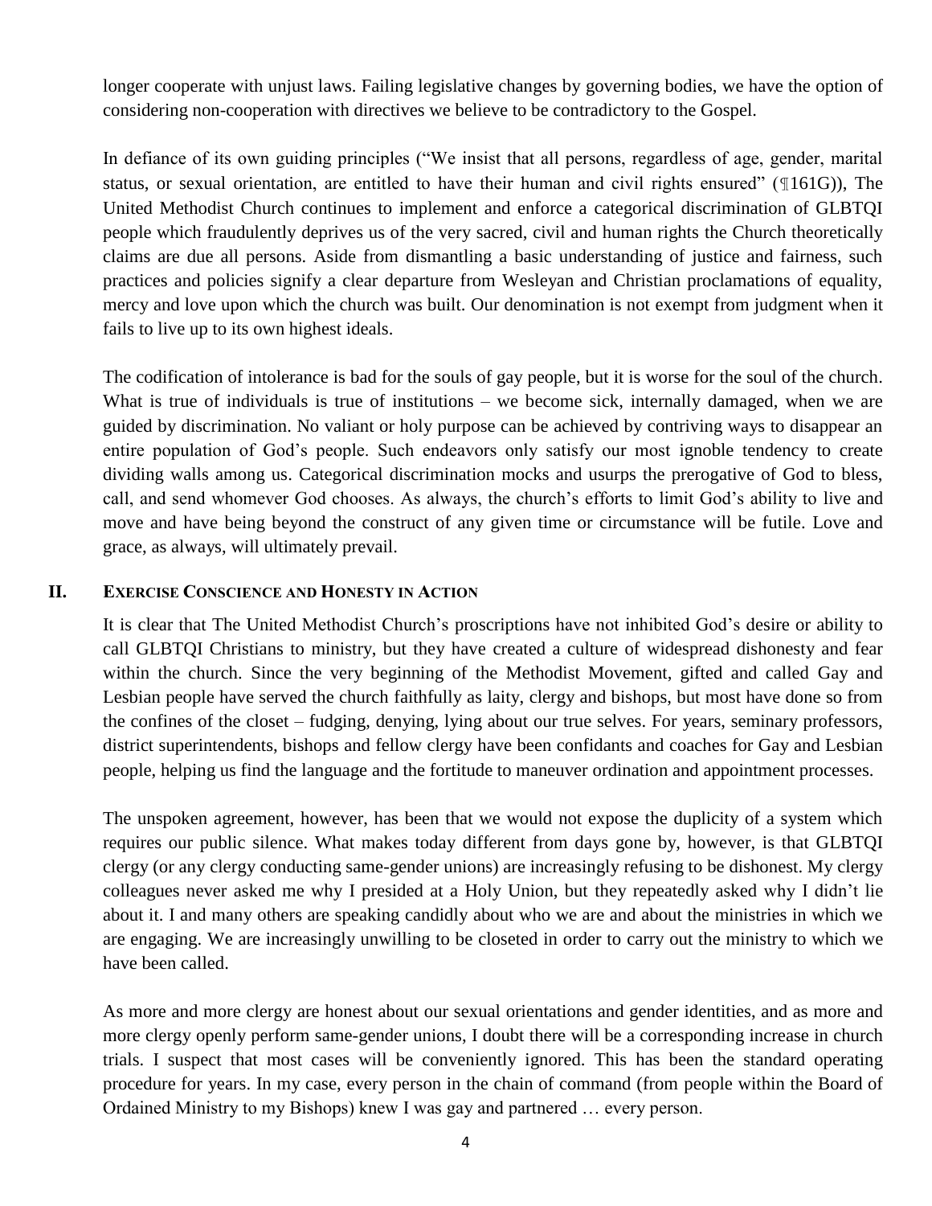longer cooperate with unjust laws. Failing legislative changes by governing bodies, we have the option of considering non-cooperation with directives we believe to be contradictory to the Gospel.

In defiance of its own guiding principles ("We insist that all persons, regardless of age, gender, marital status, or sexual orientation, are entitled to have their human and civil rights ensured" (¶161G)), The United Methodist Church continues to implement and enforce a categorical discrimination of GLBTQI people which fraudulently deprives us of the very sacred, civil and human rights the Church theoretically claims are due all persons. Aside from dismantling a basic understanding of justice and fairness, such practices and policies signify a clear departure from Wesleyan and Christian proclamations of equality, mercy and love upon which the church was built. Our denomination is not exempt from judgment when it fails to live up to its own highest ideals.

The codification of intolerance is bad for the souls of gay people, but it is worse for the soul of the church. What is true of individuals is true of institutions – we become sick, internally damaged, when we are guided by discrimination. No valiant or holy purpose can be achieved by contriving ways to disappear an entire population of God's people. Such endeavors only satisfy our most ignoble tendency to create dividing walls among us. Categorical discrimination mocks and usurps the prerogative of God to bless, call, and send whomever God chooses. As always, the church's efforts to limit God's ability to live and move and have being beyond the construct of any given time or circumstance will be futile. Love and grace, as always, will ultimately prevail.

## II. Exercise Conscience and Honesty in Action

It is clear that The United Methodist Church's proscriptions have not inhibited God's desire or ability to call GLBTQI Christians to ministry, but they have created a culture of widespread dishonesty and fear within the church. Since the very beginning of the Methodist Movement, gifted and called Gay and Lesbian people have served the church faithfully as laity, clergy and bishops, but most have done so from the confines of the closet – fudging, denying, lying about our true selves. For years, seminary professors, district superintendents, bishops and fellow clergy have been confidants and coaches for Gay and Lesbian people, helping us find the language and the fortitude to maneuver ordination and appointment processes.

The unspoken agreement, however, has been that we would not expose the duplicity of a system which requires our public silence. What makes today different from days gone by, however, is that GLBTQI clergy (or any clergy conducting same-gender unions) are increasingly refusing to be dishonest. My clergy colleagues never asked me why I presided at a Holy Union, but they repeatedly asked why I didn't lie about it. I and many others are speaking candidly about who we are and about the ministries in which we are engaging. We are increasingly unwilling to be closeted in order to carry out the ministry to which we have been called.

As more and more clergy are honest about our sexual orientations and gender identities, and as more and more clergy openly perform same-gender unions, I doubt there will be a corresponding increase in church trials. I suspect that most cases will be conveniently ignored. This has been the standard operating procedure for years. In my case, every person in the chain of command (from people within the Board of Ordained Ministry to my Bishops) knew I was gay and partnered … every person.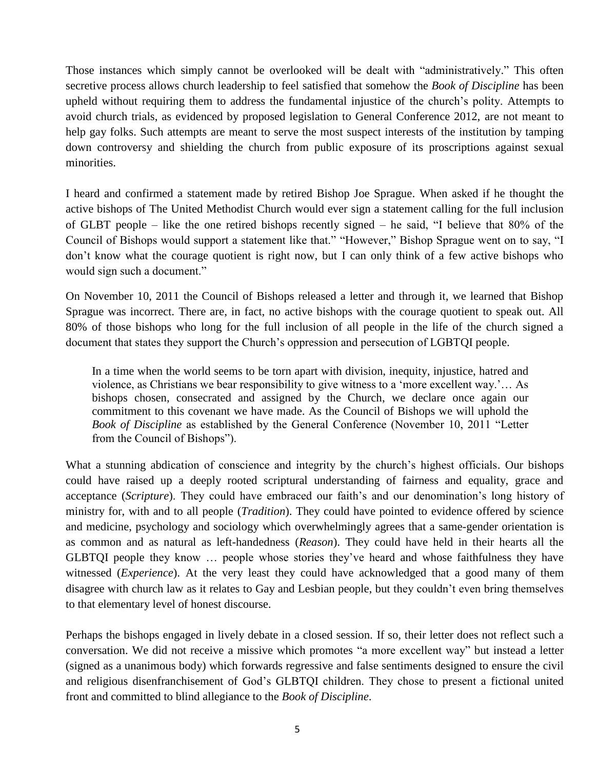Those instances which simply cannot be overlooked will be dealt with "administratively." This often secretive process allows church leadership to feel satisfied that somehow the *Book of Discipline* has been upheld without requiring them to address the fundamental injustice of the church's polity. Attempts to avoid church trials, as evidenced by proposed legislation to General Conference 2012, are not meant to help gay folks. Such attempts are meant to serve the most suspect interests of the institution by tamping down controversy and shielding the church from public exposure of its proscriptions against sexual minorities.

I heard and confirmed a statement made by retired Bishop Joe Sprague. When asked if he thought the active bishops of The United Methodist Church would ever sign a statement calling for the full inclusion of GLBT people – like the one retired bishops recently signed – he said, "I believe that 80% of the Council of Bishops would support a statement like that." "However," Bishop Sprague went on to say, "I don't know what the courage quotient is right now, but I can only think of a few active bishops who would sign such a document."

On November 10, 2011 the Council of Bishops released a letter and through it, we learned that Bishop Sprague was incorrect. There are, in fact, no active bishops with the courage quotient to speak out. All 80% of those bishops who long for the full inclusion of all people in the life of the church signed a document that states they support the Church's oppression and persecution of LGBTQI people.

> In a time when the world seems to be torn apart with division, inequity, injustice, hatred and violence, as Christians we bear responsibility to give witness to a 'more excellent way.'… As bishops chosen, consecrated and assigned by the Church, we declare once again our commitment to this covenant we have made. As the Council of Bishops we will uphold the *Book of Discipline* as established by the General Conference (November 10, 2011 "Letter from the Council of Bishops").

What a stunning abdication of conscience and integrity by the church's highest officials. Our bishops could have raised up a deeply rooted scriptural understanding of fairness and equality, grace and acceptance (*Scripture*). They could have embraced our faith's and our denomination's long history of ministry for, with and to all people (*Tradition*). They could have pointed to evidence offered by science and medicine, psychology and sociology which overwhelmingly agrees that a same-gender orientation is as common and as natural as left-handedness (*Reason*). They could have held in their hearts all the GLBTQI people they know … people whose stories they've heard and whose faithfulness they have witnessed (*Experience*). At the very least they could have acknowledged that a good many of them disagree with church law as it relates to Gay and Lesbian people, but they couldn't even bring themselves to that elementary level of honest discourse.

Perhaps the bishops engaged in lively debate in a closed session. If so, their letter does not reflect such a conversation. We did not receive a missive which promotes "a more excellent way" but instead a letter (signed as a unanimous body) which forwards regressive and false sentiments designed to ensure the civil and religious disenfranchisement of God's GLBTQI children. They chose to present a fictional united front and committed to blind allegiance to the *Book of Discipline*.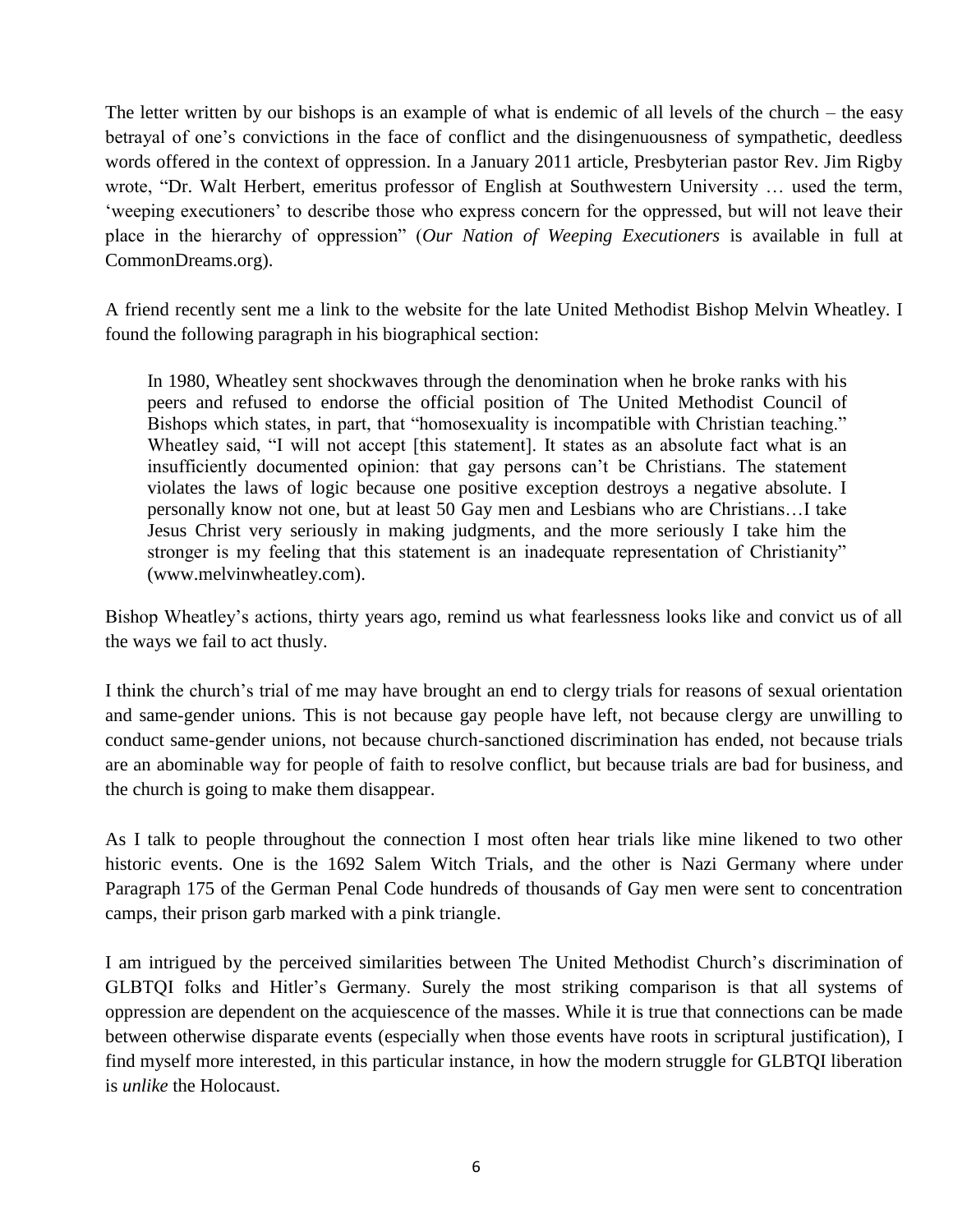The letter written by our bishops is an example of what is endemic of all levels of the church – the easy betrayal of one's convictions in the face of conflict and the disingenuousness of sympathetic, deedless words offered in the context of oppression. In a January 2011 article, Presbyterian pastor Rev. Jim Rigby wrote, "Dr. Walt Herbert, emeritus professor of English at Southwestern University … used the term, 'weeping executioners' to describe those who express concern for the oppressed, but will not leave their place in the hierarchy of oppression" (*Our Nation of Weeping Executioners* is available in full at CommonDreams.org).

A friend recently sent me a link to the website for the late United Methodist Bishop Melvin Wheatley. I found the following paragraph in his biographical section:

> In 1980, Wheatley sent shockwaves through the denomination when he broke ranks with his peers and refused to endorse the official position of The United Methodist Council of Bishops which states, in part, that "homosexuality is incompatible with Christian teaching." Wheatley said, "I will not accept [this statement]. It states as an absolute fact what is an insufficiently documented opinion: that gay persons can't be Christians. The statement violates the laws of logic because one positive exception destroys a negative absolute. I personally know not one, but at least 50 Gay men and Lesbians who are Christians…I take Jesus Christ very seriously in making judgments, and the more seriously I take him the stronger is my feeling that this statement is an inadequate representation of Christianity" (www.melvinwheatley.com).

Bishop Wheatley's actions, thirty years ago, remind us what fearlessness looks like and convict us of all the ways we fail to act thusly.

I think the church's trial of me may have brought an end to clergy trials for reasons of sexual orientation and same-gender unions. This is not because gay people have left, not because clergy are unwilling to conduct same-gender unions, not because church-sanctioned discrimination has ended, not because trials are an abominable way for people of faith to resolve conflict, but because trials are bad for business, and the church is going to make them disappear.

As I talk to people throughout the connection I most often hear trials like mine likened to two other historic events. One is the 1692 Salem Witch Trials, and the other is Nazi Germany where under Paragraph 175 of the German Penal Code hundreds of thousands of Gay men were sent to concentration camps, their prison garb marked with a pink triangle.

I am intrigued by the perceived similarities between The United Methodist Church's discrimination of GLBTQI folks and Hitler's Germany. Surely the most striking comparison is that all systems of oppression are dependent on the acquiescence of the masses. While it is true that connections can be made between otherwise disparate events (especially when those events have roots in scriptural justification), I find myself more interested, in this particular instance, in how the modern struggle for GLBTQI liberation is *unlike* the Holocaust.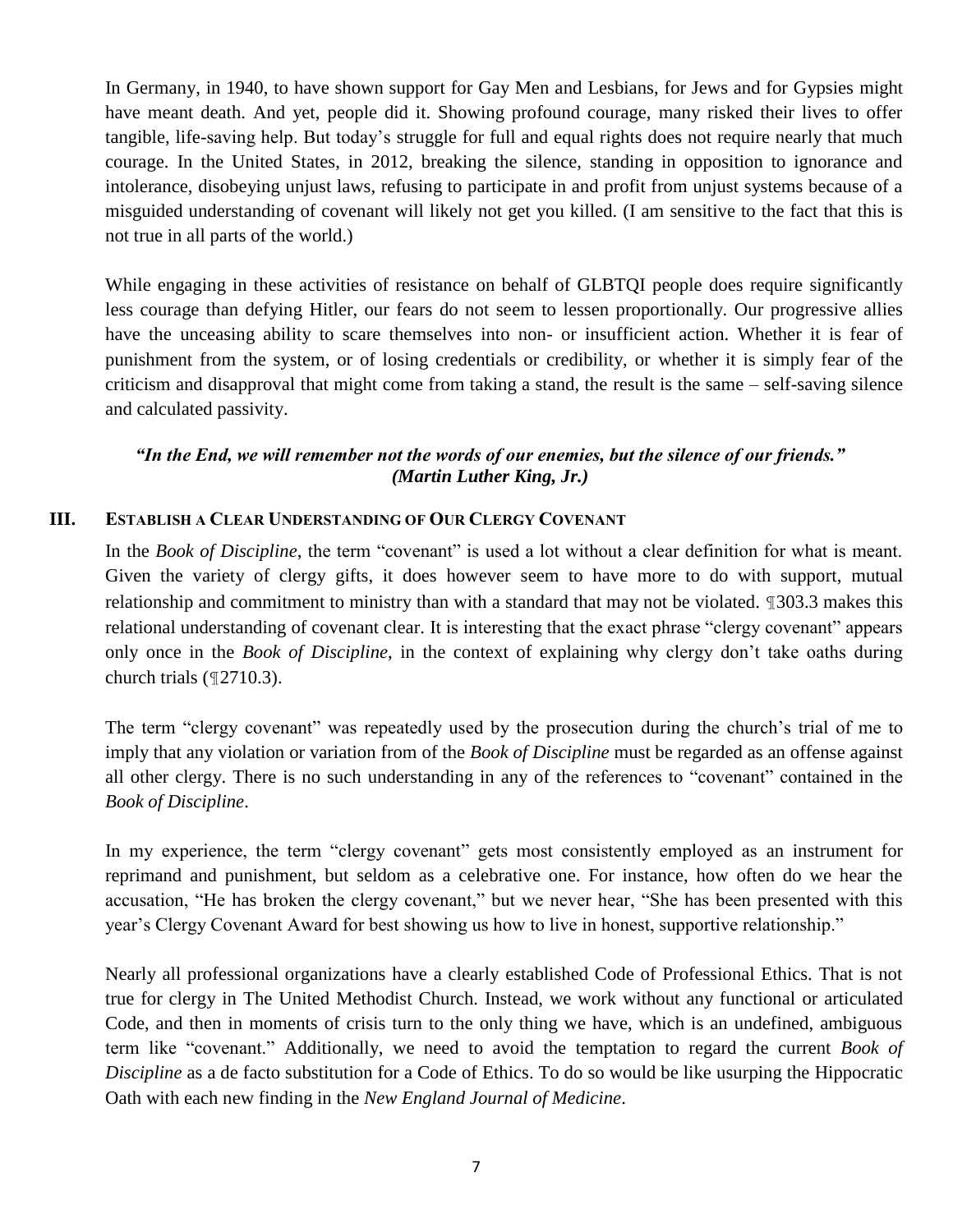In Germany, in 1940, to have shown support for Gay Men and Lesbians, for Jews and for Gypsies might have meant death. And yet, people did it. Showing profound courage, many risked their lives to offer tangible, life-saving help. But today's struggle for full and equal rights does not require nearly that much courage. In the United States, in 2012, breaking the silence, standing in opposition to ignorance and intolerance, disobeying unjust laws, refusing to participate in and profit from unjust systems because of a misguided understanding of covenant will likely not get you killed. (I am sensitive to the fact that this is not true in all parts of the world.)

While engaging in these activities of resistance on behalf of GLBTQI people does require significantly less courage than defying Hitler, our fears do not seem to lessen proportionally. Our progressive allies have the unceasing ability to scare themselves into non- or insufficient action. Whether it is fear of punishment from the system, or of losing credentials or credibility, or whether it is simply fear of the criticism and disapproval that might come from taking a stand, the result is the same – self-saving silence and calculated passivity.

***"In the End, we will remember not the words of our enemies, but the silence of our friends." (Martin Luther King, Jr.)***

## III. Establish a Clear Understanding of Our Clergy Covenant

In the *Book of Discipline*, the term "covenant" is used a lot without a clear definition for what is meant. Given the variety of clergy gifts, it does however seem to have more to do with support, mutual relationship and commitment to ministry than with a standard that may not be violated. ¶303.3 makes this relational understanding of covenant clear. It is interesting that the exact phrase "clergy covenant" appears only once in the *Book of Discipline*, in the context of explaining why clergy don't take oaths during church trials (¶2710.3).

The term "clergy covenant" was repeatedly used by the prosecution during the church's trial of me to imply that any violation or variation from of the *Book of Discipline* must be regarded as an offense against all other clergy. There is no such understanding in any of the references to "covenant" contained in the *Book of Discipline*.

In my experience, the term "clergy covenant" gets most consistently employed as an instrument for reprimand and punishment, but seldom as a celebrative one. For instance, how often do we hear the accusation, "He has broken the clergy covenant," but we never hear, "She has been presented with this year's Clergy Covenant Award for best showing us how to live in honest, supportive relationship."

Nearly all professional organizations have a clearly established Code of Professional Ethics. That is not true for clergy in The United Methodist Church. Instead, we work without any functional or articulated Code, and then in moments of crisis turn to the only thing we have, which is an undefined, ambiguous term like "covenant." Additionally, we need to avoid the temptation to regard the current *Book of Discipline* as a de facto substitution for a Code of Ethics. To do so would be like usurping the Hippocratic Oath with each new finding in the *New England Journal of Medicine*.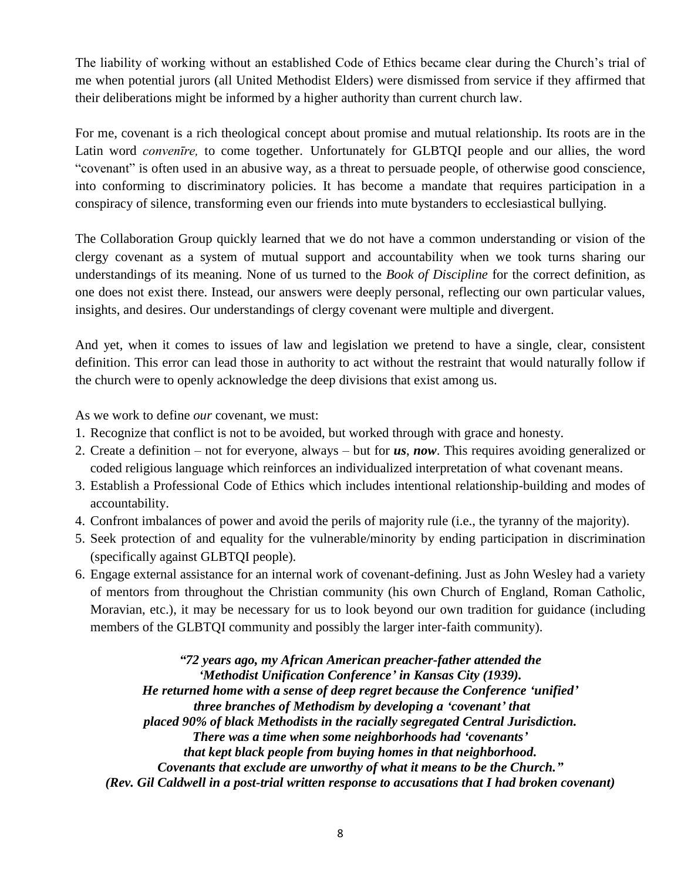The liability of working without an established Code of Ethics became clear during the Church's trial of me when potential jurors (all United Methodist Elders) were dismissed from service if they affirmed that their deliberations might be informed by a higher authority than current church law.

For me, covenant is a rich theological concept about promise and mutual relationship. Its roots are in the Latin word *convenīre,* to come together. Unfortunately for GLBTQI people and our allies, the word "covenant" is often used in an abusive way, as a threat to persuade people, of otherwise good conscience, into conforming to discriminatory policies. It has become a mandate that requires participation in a conspiracy of silence, transforming even our friends into mute bystanders to ecclesiastical bullying.

The Collaboration Group quickly learned that we do not have a common understanding or vision of the clergy covenant as a system of mutual support and accountability when we took turns sharing our understandings of its meaning. None of us turned to the *Book of Discipline* for the correct definition, as one does not exist there. Instead, our answers were deeply personal, reflecting our own particular values, insights, and desires. Our understandings of clergy covenant were multiple and divergent.

And yet, when it comes to issues of law and legislation we pretend to have a single, clear, consistent definition. This error can lead those in authority to act without the restraint that would naturally follow if the church were to openly acknowledge the deep divisions that exist among us.

As we work to define *our* covenant, we must:

1. Recognize that conflict is not to be avoided, but worked through with grace and honesty.
2. Create a definition – not for everyone, always – but for ***us***, ***now***. This requires avoiding generalized or coded religious language which reinforces an individualized interpretation of what covenant means.
3. Establish a Professional Code of Ethics which includes intentional relationship-building and modes of accountability.
4. Confront imbalances of power and avoid the perils of majority rule (i.e., the tyranny of the majority).
5. Seek protection of and equality for the vulnerable/minority by ending participation in discrimination (specifically against GLBTQI people).
6. Engage external assistance for an internal work of covenant-defining. Just as John Wesley had a variety of mentors from throughout the Christian community (his own Church of England, Roman Catholic, Moravian, etc.), it may be necessary for us to look beyond our own tradition for guidance (including members of the GLBTQI community and possibly the larger inter-faith community).

***"72 years ago, my African American preacher-father attended the***
***'Methodist Unification Conference' in Kansas City (1939).***
***He returned home with a sense of deep regret because the Conference 'unified'***
***three branches of Methodism by developing a 'covenant' that***
***placed 90% of black Methodists in the racially segregated Central Jurisdiction.***
***There was a time when some neighborhoods had 'covenants'***
***that kept black people from buying homes in that neighborhood.***
***Covenants that exclude are unworthy of what it means to be the Church."***
***(Rev. Gil Caldwell in a post-trial written response to accusations that I had broken covenant)***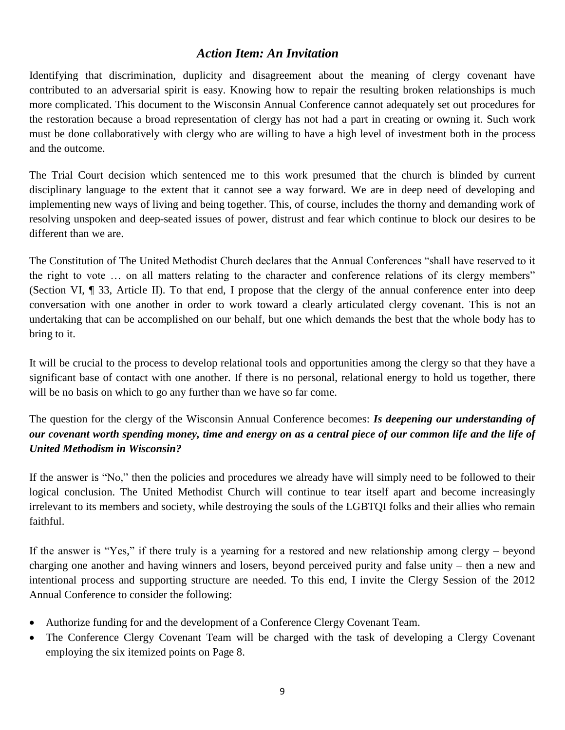## *Action Item: An Invitation*

Identifying that discrimination, duplicity and disagreement about the meaning of clergy covenant have contributed to an adversarial spirit is easy. Knowing how to repair the resulting broken relationships is much more complicated. This document to the Wisconsin Annual Conference cannot adequately set out procedures for the restoration because a broad representation of clergy has not had a part in creating or owning it. Such work must be done collaboratively with clergy who are willing to have a high level of investment both in the process and the outcome.

The Trial Court decision which sentenced me to this work presumed that the church is blinded by current disciplinary language to the extent that it cannot see a way forward. We are in deep need of developing and implementing new ways of living and being together. This, of course, includes the thorny and demanding work of resolving unspoken and deep-seated issues of power, distrust and fear which continue to block our desires to be different than we are.

The Constitution of The United Methodist Church declares that the Annual Conferences "shall have reserved to it the right to vote … on all matters relating to the character and conference relations of its clergy members" (Section VI, ¶ 33, Article II). To that end, I propose that the clergy of the annual conference enter into deep conversation with one another in order to work toward a clearly articulated clergy covenant. This is not an undertaking that can be accomplished on our behalf, but one which demands the best that the whole body has to bring to it.

It will be crucial to the process to develop relational tools and opportunities among the clergy so that they have a significant base of contact with one another. If there is no personal, relational energy to hold us together, there will be no basis on which to go any further than we have so far come.

The question for the clergy of the Wisconsin Annual Conference becomes: ***Is deepening our understanding of our covenant worth spending money, time and energy on as a central piece of our common life and the life of United Methodism in Wisconsin?***

If the answer is "No," then the policies and procedures we already have will simply need to be followed to their logical conclusion. The United Methodist Church will continue to tear itself apart and become increasingly irrelevant to its members and society, while destroying the souls of the LGBTQI folks and their allies who remain faithful.

If the answer is "Yes," if there truly is a yearning for a restored and new relationship among clergy – beyond charging one another and having winners and losers, beyond perceived purity and false unity – then a new and intentional process and supporting structure are needed. To this end, I invite the Clergy Session of the 2012 Annual Conference to consider the following:

- Authorize funding for and the development of a Conference Clergy Covenant Team.
- The Conference Clergy Covenant Team will be charged with the task of developing a Clergy Covenant employing the six itemized points on Page 8.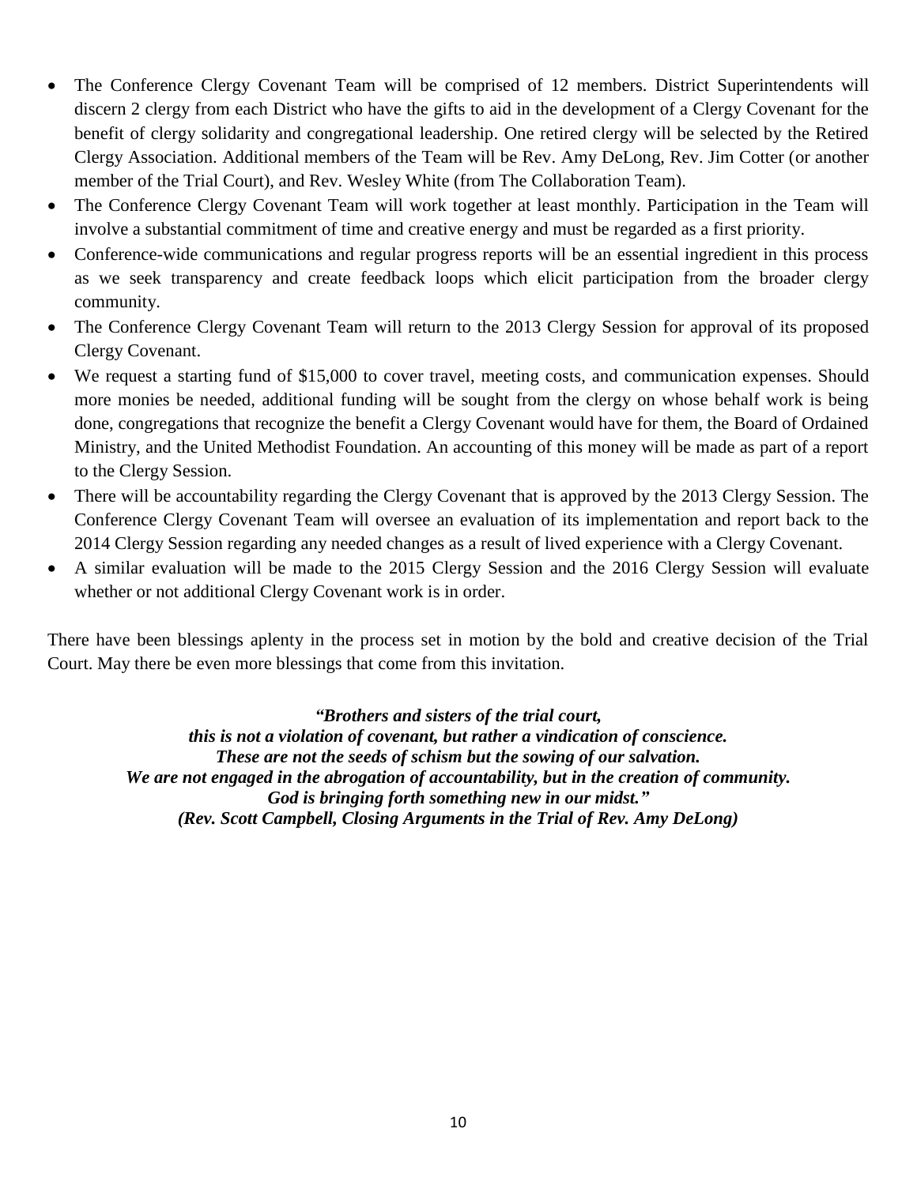- The Conference Clergy Covenant Team will be comprised of 12 members. District Superintendents will discern 2 clergy from each District who have the gifts to aid in the development of a Clergy Covenant for the benefit of clergy solidarity and congregational leadership. One retired clergy will be selected by the Retired Clergy Association. Additional members of the Team will be Rev. Amy DeLong, Rev. Jim Cotter (or another member of the Trial Court), and Rev. Wesley White (from The Collaboration Team).
- The Conference Clergy Covenant Team will work together at least monthly. Participation in the Team will involve a substantial commitment of time and creative energy and must be regarded as a first priority.
- Conference-wide communications and regular progress reports will be an essential ingredient in this process as we seek transparency and create feedback loops which elicit participation from the broader clergy community.
- The Conference Clergy Covenant Team will return to the 2013 Clergy Session for approval of its proposed Clergy Covenant.
- We request a starting fund of $15,000 to cover travel, meeting costs, and communication expenses. Should more monies be needed, additional funding will be sought from the clergy on whose behalf work is being done, congregations that recognize the benefit a Clergy Covenant would have for them, the Board of Ordained Ministry, and the United Methodist Foundation. An accounting of this money will be made as part of a report to the Clergy Session.
- There will be accountability regarding the Clergy Covenant that is approved by the 2013 Clergy Session. The Conference Clergy Covenant Team will oversee an evaluation of its implementation and report back to the 2014 Clergy Session regarding any needed changes as a result of lived experience with a Clergy Covenant.
- A similar evaluation will be made to the 2015 Clergy Session and the 2016 Clergy Session will evaluate whether or not additional Clergy Covenant work is in order.

There have been blessings aplenty in the process set in motion by the bold and creative decision of the Trial Court. May there be even more blessings that come from this invitation.

***"Brothers and sisters of the trial court,***
***this is not a violation of covenant, but rather a vindication of conscience.***
***These are not the seeds of schism but the sowing of our salvation.***
***We are not engaged in the abrogation of accountability, but in the creation of community.***
***God is bringing forth something new in our midst."***
***(Rev. Scott Campbell, Closing Arguments in the Trial of Rev. Amy DeLong)***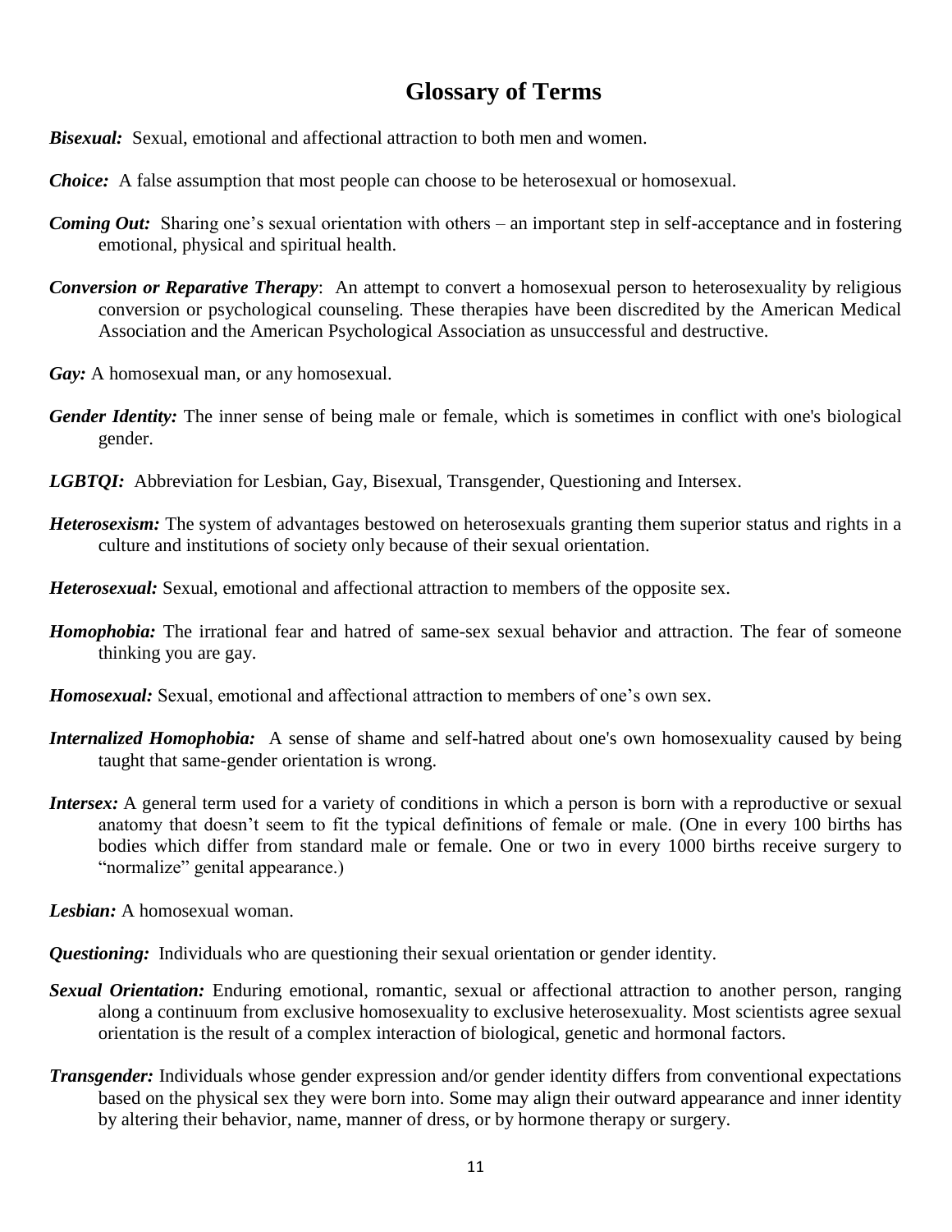# Glossary of Terms

***Bisexual:*** Sexual, emotional and affectional attraction to both men and women.

***Choice:*** A false assumption that most people can choose to be heterosexual or homosexual.

***Coming Out:*** Sharing one's sexual orientation with others – an important step in self-acceptance and in fostering emotional, physical and spiritual health.

***Conversion or Reparative Therapy***: An attempt to convert a homosexual person to heterosexuality by religious conversion or psychological counseling. These therapies have been discredited by the American Medical Association and the American Psychological Association as unsuccessful and destructive.

***Gay:*** A homosexual man, or any homosexual.

***Gender Identity:*** The inner sense of being male or female, which is sometimes in conflict with one's biological gender.

***LGBTQI:*** Abbreviation for Lesbian, Gay, Bisexual, Transgender, Questioning and Intersex.

***Heterosexism:*** The system of advantages bestowed on heterosexuals granting them superior status and rights in a culture and institutions of society only because of their sexual orientation.

***Heterosexual:*** Sexual, emotional and affectional attraction to members of the opposite sex.

***Homophobia:*** The irrational fear and hatred of same-sex sexual behavior and attraction. The fear of someone thinking you are gay.

***Homosexual:*** Sexual, emotional and affectional attraction to members of one's own sex.

***Internalized Homophobia:*** A sense of shame and self-hatred about one's own homosexuality caused by being taught that same-gender orientation is wrong.

***Intersex:*** A general term used for a variety of conditions in which a person is born with a reproductive or sexual anatomy that doesn't seem to fit the typical definitions of female or male. (One in every 100 births has bodies which differ from standard male or female. One or two in every 1000 births receive surgery to "normalize" genital appearance.)

***Lesbian:*** A homosexual woman.

***Questioning:*** Individuals who are questioning their sexual orientation or gender identity.

***Sexual Orientation:*** Enduring emotional, romantic, sexual or affectional attraction to another person, ranging along a continuum from exclusive homosexuality to exclusive heterosexuality. Most scientists agree sexual orientation is the result of a complex interaction of biological, genetic and hormonal factors.

***Transgender:*** Individuals whose gender expression and/or gender identity differs from conventional expectations based on the physical sex they were born into. Some may align their outward appearance and inner identity by altering their behavior, name, manner of dress, or by hormone therapy or surgery.